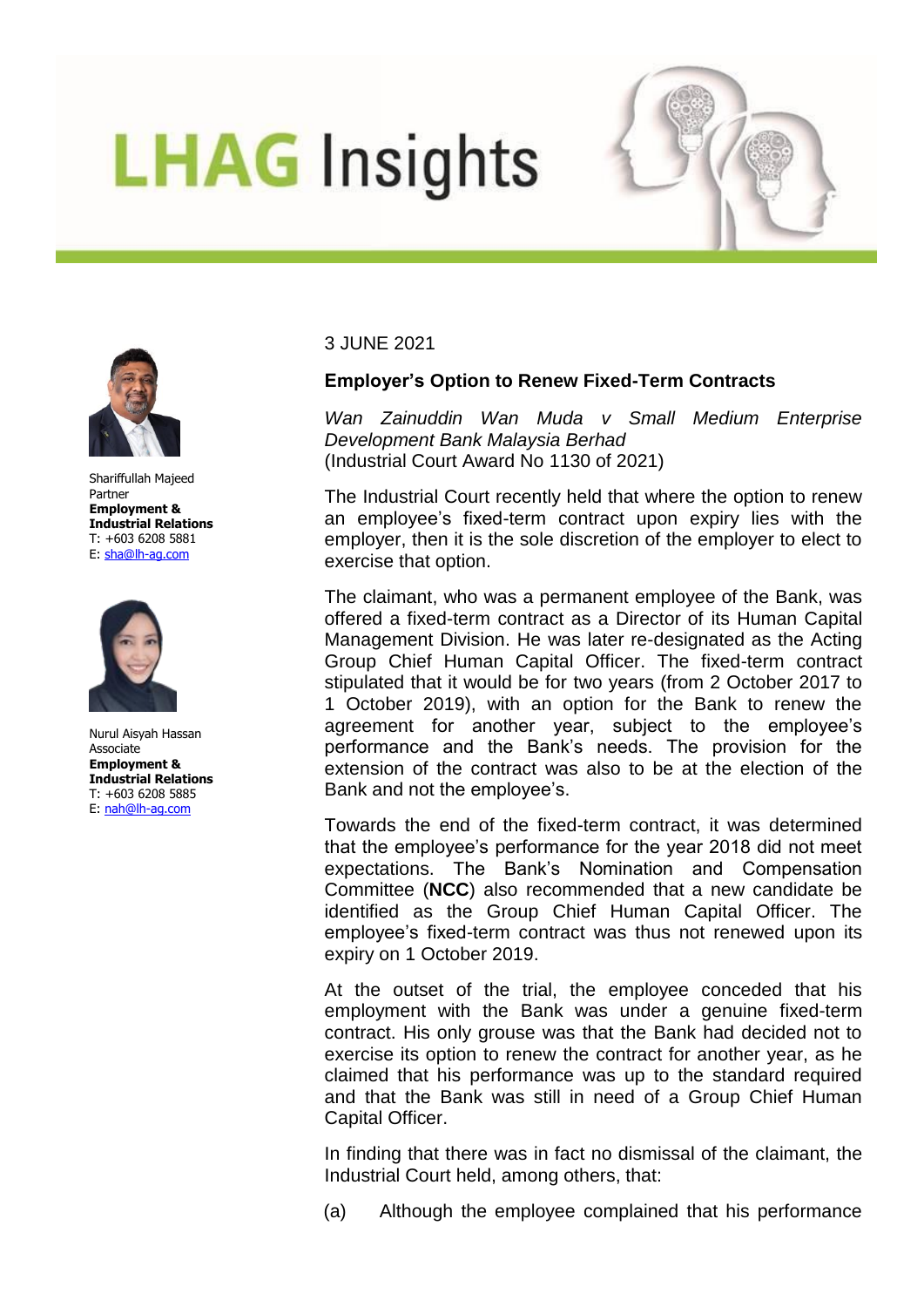# LHAG Insights

Shariffullah Majeed
Partner
**Employment & Industrial Relations**
T: +603 6208 5881
E: sha@lh-ag.com

Nurul Aisyah Hassan
Associate
**Employment & Industrial Relations**
T: +603 6208 5885
E: nah@lh-ag.com

3 JUNE 2021

**Employer's Option to Renew Fixed-Term Contracts**

*Wan Zainuddin Wan Muda v Small Medium Enterprise Development Bank Malaysia Berhad*
(Industrial Court Award No 1130 of 2021)

The Industrial Court recently held that where the option to renew an employee's fixed-term contract upon expiry lies with the employer, then it is the sole discretion of the employer to elect to exercise that option.

The claimant, who was a permanent employee of the Bank, was offered a fixed-term contract as a Director of its Human Capital Management Division. He was later re-designated as the Acting Group Chief Human Capital Officer. The fixed-term contract stipulated that it would be for two years (from 2 October 2017 to 1 October 2019), with an option for the Bank to renew the agreement for another year, subject to the employee's performance and the Bank's needs. The provision for the extension of the contract was also to be at the election of the Bank and not the employee's.

Towards the end of the fixed-term contract, it was determined that the employee's performance for the year 2018 did not meet expectations. The Bank's Nomination and Compensation Committee (**NCC**) also recommended that a new candidate be identified as the Group Chief Human Capital Officer. The employee's fixed-term contract was thus not renewed upon its expiry on 1 October 2019.

At the outset of the trial, the employee conceded that his employment with the Bank was under a genuine fixed-term contract. His only grouse was that the Bank had decided not to exercise its option to renew the contract for another year, as he claimed that his performance was up to the standard required and that the Bank was still in need of a Group Chief Human Capital Officer.

In finding that there was in fact no dismissal of the claimant, the Industrial Court held, among others, that:

(a) Although the employee complained that his performance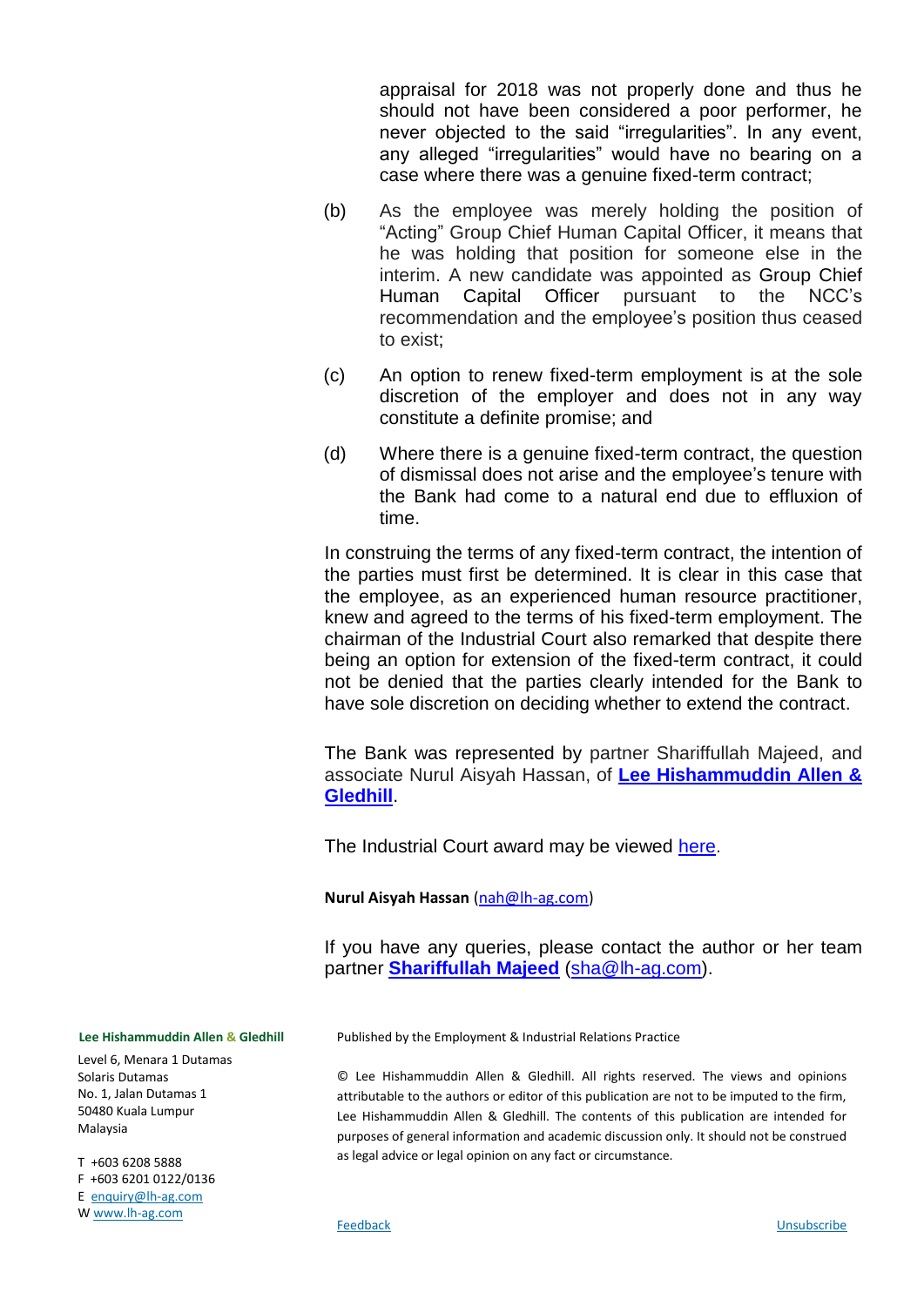appraisal for 2018 was not properly done and thus he should not have been considered a poor performer, he never objected to the said "irregularities". In any event, any alleged "irregularities" would have no bearing on a case where there was a genuine fixed-term contract;

(b) As the employee was merely holding the position of "Acting" Group Chief Human Capital Officer, it means that he was holding that position for someone else in the interim. A new candidate was appointed as Group Chief Human Capital Officer pursuant to the NCC's recommendation and the employee's position thus ceased to exist;

(c) An option to renew fixed-term employment is at the sole discretion of the employer and does not in any way constitute a definite promise; and

(d) Where there is a genuine fixed-term contract, the question of dismissal does not arise and the employee's tenure with the Bank had come to a natural end due to effluxion of time.

In construing the terms of any fixed-term contract, the intention of the parties must first be determined. It is clear in this case that the employee, as an experienced human resource practitioner, knew and agreed to the terms of his fixed-term employment. The chairman of the Industrial Court also remarked that despite there being an option for extension of the fixed-term contract, it could not be denied that the parties clearly intended for the Bank to have sole discretion on deciding whether to extend the contract.

The Bank was represented by partner Shariffullah Majeed, and associate Nurul Aisyah Hassan, of **Lee Hishammuddin Allen & Gledhill**.

The Industrial Court award may be viewed here.

**Nurul Aisyah Hassan** (nah@lh-ag.com)

If you have any queries, please contact the author or her team partner **Shariffullah Majeed** (sha@lh-ag.com).

**Lee Hishammuddin Allen & Gledhill**

Level 6, Menara 1 Dutamas
Solaris Dutamas
No. 1, Jalan Dutamas 1
50480 Kuala Lumpur
Malaysia

T +603 6208 5888
F +603 6201 0122/0136
E enquiry@lh-ag.com
W www.lh-ag.com

Published by the Employment & Industrial Relations Practice

© Lee Hishammuddin Allen & Gledhill. All rights reserved. The views and opinions attributable to the authors or editor of this publication are not to be imputed to the firm, Lee Hishammuddin Allen & Gledhill. The contents of this publication are intended for purposes of general information and academic discussion only. It should not be construed as legal advice or legal opinion on any fact or circumstance.

Feedback

Unsubscribe